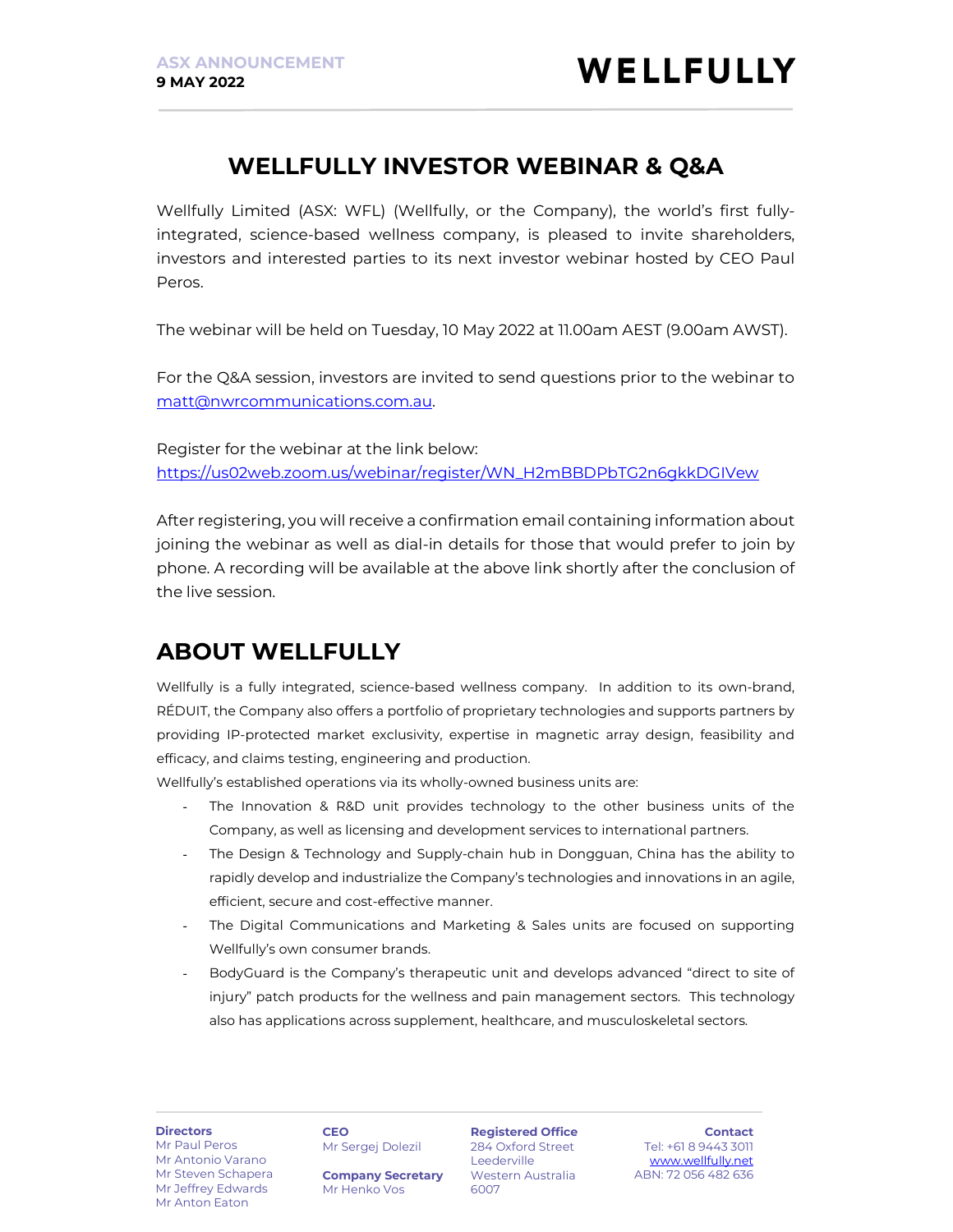ASX ANNOUNCEMENT
**9 MAY 2022**

# WELLFULLY INVESTOR WEBINAR & Q&A

Wellfully Limited (ASX: WFL) (Wellfully, or the Company), the world's first fully-integrated, science-based wellness company, is pleased to invite shareholders, investors and interested parties to its next investor webinar hosted by CEO Paul Peros.

The webinar will be held on Tuesday, 10 May 2022 at 11.00am AEST (9.00am AWST).

For the Q&A session, investors are invited to send questions prior to the webinar to matt@nwrcommunications.com.au.

Register for the webinar at the link below:
https://us02web.zoom.us/webinar/register/WN_H2mBBDPbTG2n6gkkDGIVew

After registering, you will receive a confirmation email containing information about joining the webinar as well as dial-in details for those that would prefer to join by phone. A recording will be available at the above link shortly after the conclusion of the live session.

## ABOUT WELLFULLY

Wellfully is a fully integrated, science-based wellness company. In addition to its own-brand, RÉDUIT, the Company also offers a portfolio of proprietary technologies and supports partners by providing IP-protected market exclusivity, expertise in magnetic array design, feasibility and efficacy, and claims testing, engineering and production.

Wellfully's established operations via its wholly-owned business units are:

- The Innovation & R&D unit provides technology to the other business units of the Company, as well as licensing and development services to international partners.
- The Design & Technology and Supply-chain hub in Dongguan, China has the ability to rapidly develop and industrialize the Company's technologies and innovations in an agile, efficient, secure and cost-effective manner.
- The Digital Communications and Marketing & Sales units are focused on supporting Wellfully's own consumer brands.
- BodyGuard is the Company's therapeutic unit and develops advanced "direct to site of injury" patch products for the wellness and pain management sectors. This technology also has applications across supplement, healthcare, and musculoskeletal sectors.

**Directors**
Mr Paul Peros
Mr Antonio Varano
Mr Steven Schapera
Mr Jeffrey Edwards
Mr Anton Eaton

**CEO**
Mr Sergej Dolezil

**Company Secretary**
Mr Henko Vos

**Registered Office**
284 Oxford Street
Leederville
Western Australia
6007

**Contact**
Tel: +61 8 9443 3011
www.wellfully.net
ABN: 72 056 482 636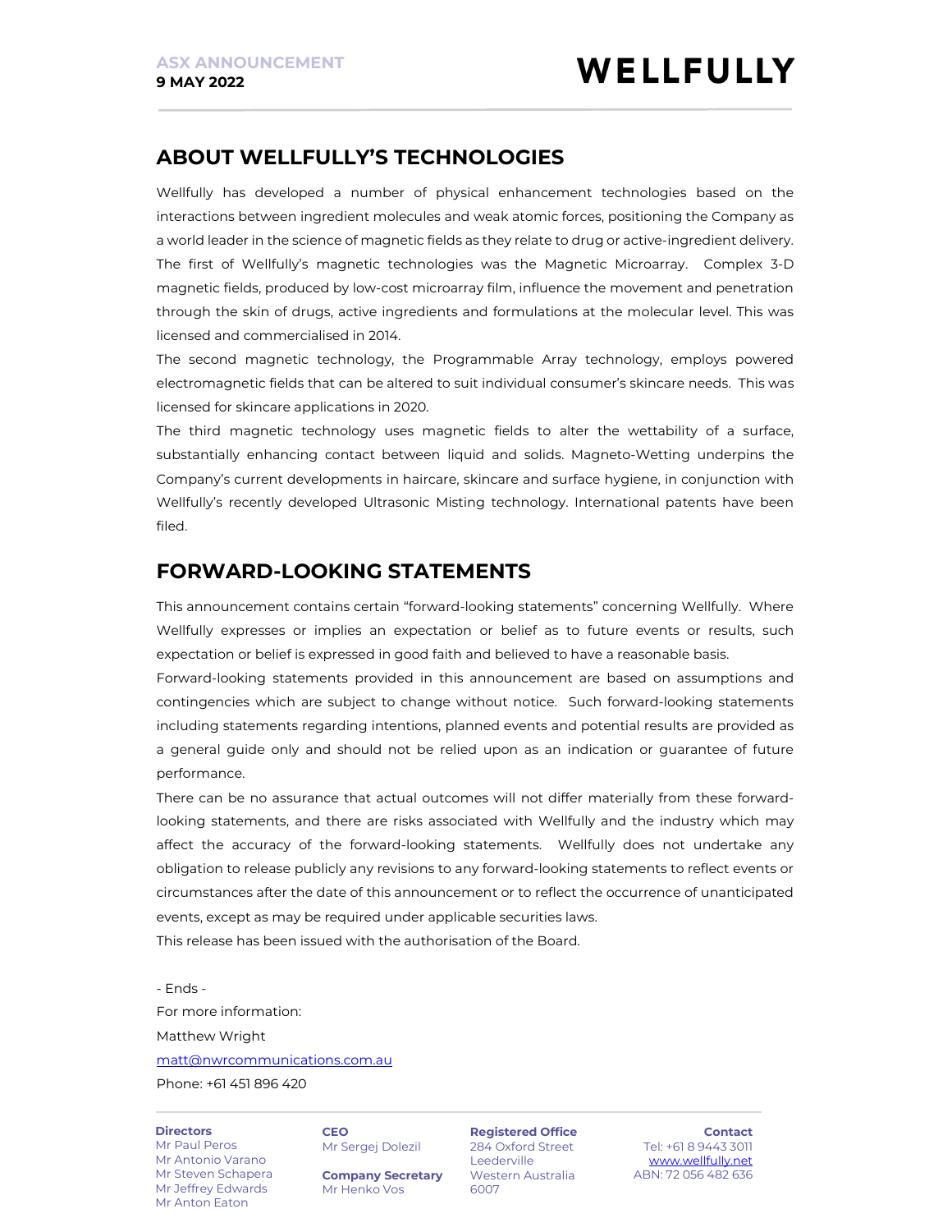## ABOUT WELLFULLY'S TECHNOLOGIES

Wellfully has developed a number of physical enhancement technologies based on the interactions between ingredient molecules and weak atomic forces, positioning the Company as a world leader in the science of magnetic fields as they relate to drug or active-ingredient delivery. The first of Wellfully's magnetic technologies was the Magnetic Microarray. Complex 3-D magnetic fields, produced by low-cost microarray film, influence the movement and penetration through the skin of drugs, active ingredients and formulations at the molecular level. This was licensed and commercialised in 2014.

The second magnetic technology, the Programmable Array technology, employs powered electromagnetic fields that can be altered to suit individual consumer's skincare needs. This was licensed for skincare applications in 2020.

The third magnetic technology uses magnetic fields to alter the wettability of a surface, substantially enhancing contact between liquid and solids. Magneto-Wetting underpins the Company's current developments in haircare, skincare and surface hygiene, in conjunction with Wellfully's recently developed Ultrasonic Misting technology. International patents have been filed.

## FORWARD-LOOKING STATEMENTS

This announcement contains certain "forward-looking statements" concerning Wellfully. Where Wellfully expresses or implies an expectation or belief as to future events or results, such expectation or belief is expressed in good faith and believed to have a reasonable basis.

Forward-looking statements provided in this announcement are based on assumptions and contingencies which are subject to change without notice. Such forward-looking statements including statements regarding intentions, planned events and potential results are provided as a general guide only and should not be relied upon as an indication or guarantee of future performance.

There can be no assurance that actual outcomes will not differ materially from these forward-looking statements, and there are risks associated with Wellfully and the industry which may affect the accuracy of the forward-looking statements. Wellfully does not undertake any obligation to release publicly any revisions to any forward-looking statements to reflect events or circumstances after the date of this announcement or to reflect the occurrence of unanticipated events, except as may be required under applicable securities laws.

This release has been issued with the authorisation of the Board.

- Ends -

For more information:

Matthew Wright

matt@nwrcommunications.com.au

Phone: +61 451 896 420

**Directors**
Mr Paul Peros
Mr Antonio Varano
Mr Steven Schapera
Mr Jeffrey Edwards
Mr Anton Eaton

**CEO**
Mr Sergej Dolezil

**Company Secretary**
Mr Henko Vos

**Registered Office**
284 Oxford Street
Leederville
Western Australia
6007

**Contact**
Tel: +61 8 9443 3011
www.wellfully.net
ABN: 72 056 482 636